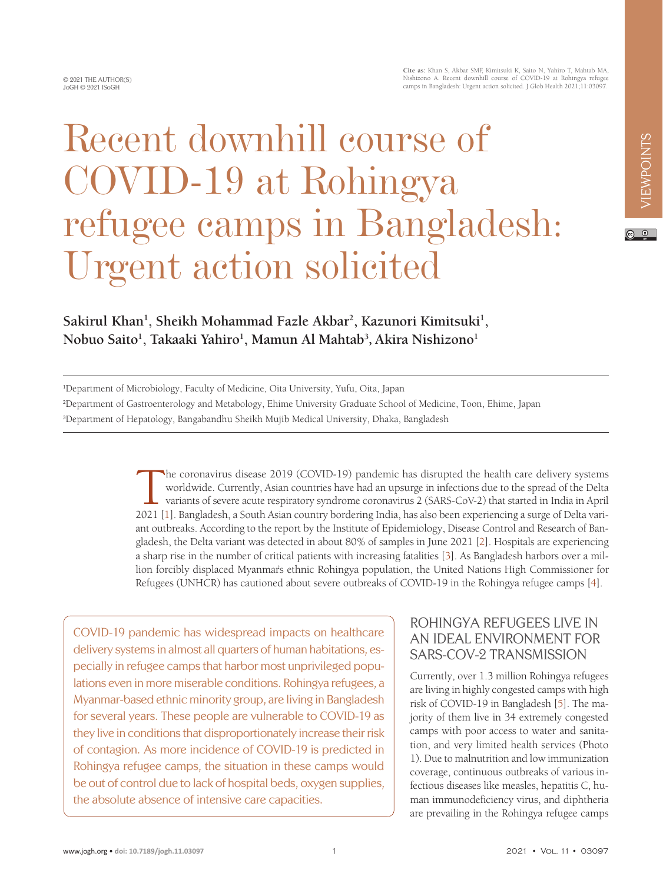Cite as: Khan S, Akbar SMF, Kimitsuki K, Saito N, Yahiro T, Mahtab MA, Nishizono A. Recent downhill course of COVID-19 at Rohingya refugee camps in Bangladesh: Urgent action solicited. J Glob Health 2021;11:03097.

© 2021 THE AUTHOR(S)
JoGH © 2021 ISoGH

VIEWPOINTS

# Recent downhill course of COVID-19 at Rohingya refugee camps in Bangladesh: Urgent action solicited

**Sakirul Khan[1], Sheikh Mohammad Fazle Akbar[2], Kazunori Kimitsuki[1], Nobuo Saito[1], Takaaki Yahiro[1], Mamun Al Mahtab[3], Akira Nishizono[1]**

[1]Department of Microbiology, Faculty of Medicine, Oita University, Yufu, Oita, Japan
[2]Department of Gastroenterology and Metabology, Ehime University Graduate School of Medicine, Toon, Ehime, Japan
[3]Department of Hepatology, Bangabandhu Sheikh Mujib Medical University, Dhaka, Bangladesh

The coronavirus disease 2019 (COVID-19) pandemic has disrupted the health care delivery systems worldwide. Currently, Asian countries have had an upsurge in infections due to the spread of the Delta variants of severe acute respiratory syndrome coronavirus 2 (SARS-CoV-2) that started in India in April 2021 [1]. Bangladesh, a South Asian country bordering India, has also been experiencing a surge of Delta variant outbreaks. According to the report by the Institute of Epidemiology, Disease Control and Research of Bangladesh, the Delta variant was detected in about 80% of samples in June 2021 [2]. Hospitals are experiencing a sharp rise in the number of critical patients with increasing fatalities [3]. As Bangladesh harbors over a million forcibly displaced Myanmar's ethnic Rohingya population, the United Nations High Commissioner for Refugees (UNHCR) has cautioned about severe outbreaks of COVID-19 in the Rohingya refugee camps [4].

COVID-19 pandemic has widespread impacts on healthcare delivery systems in almost all quarters of human habitations, especially in refugee camps that harbor most unprivileged populations even in more miserable conditions. Rohingya refugees, a Myanmar-based ethnic minority group, are living in Bangladesh for several years. These people are vulnerable to COVID-19 as they live in conditions that disproportionately increase their risk of contagion. As more incidence of COVID-19 is predicted in Rohingya refugee camps, the situation in these camps would be out of control due to lack of hospital beds, oxygen supplies, the absolute absence of intensive care capacities.

## ROHINGYA REFUGEES LIVE IN AN IDEAL ENVIRONMENT FOR SARS-COV-2 TRANSMISSION

Currently, over 1.3 million Rohingya refugees are living in highly congested camps with high risk of COVID-19 in Bangladesh [5]. The majority of them live in 34 extremely congested camps with poor access to water and sanitation, and very limited health services (Photo 1). Due to malnutrition and low immunization coverage, continuous outbreaks of various infectious diseases like measles, hepatitis C, human immunodeficiency virus, and diphtheria are prevailing in the Rohingya refugee camps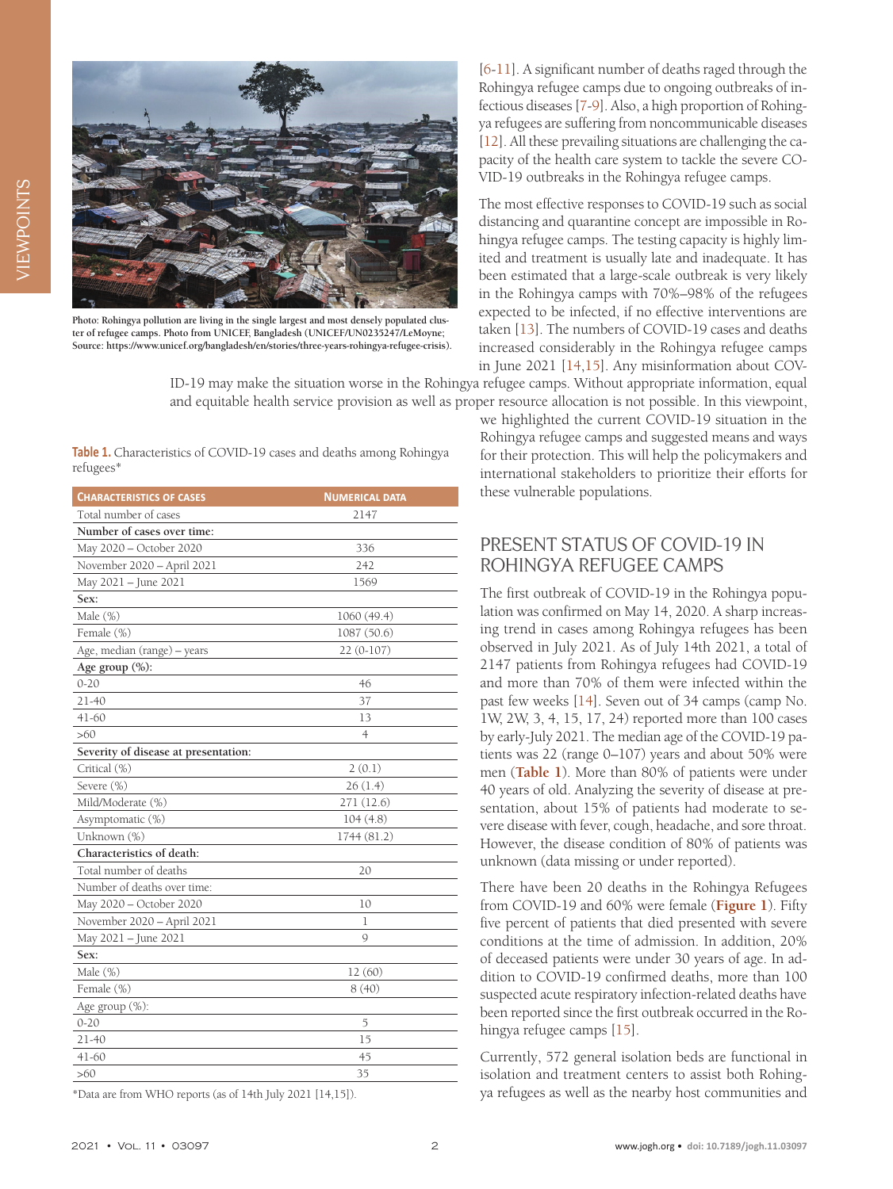Photo: Rohingya pollution are living in the single largest and most densely populated cluster of refugee camps. Photo from UNICEF, Bangladesh (UNICEF/UN0235247/LeMoyne; Source: https://www.unicef.org/bangladesh/en/stories/three-years-rohingya-refugee-crisis).

[6-11]. A significant number of deaths raged through the Rohingya refugee camps due to ongoing outbreaks of infectious diseases [7-9]. Also, a high proportion of Rohingya refugees are suffering from noncommunicable diseases [12]. All these prevailing situations are challenging the capacity of the health care system to tackle the severe COVID-19 outbreaks in the Rohingya refugee camps.

The most effective responses to COVID-19 such as social distancing and quarantine concept are impossible in Rohingya refugee camps. The testing capacity is highly limited and treatment is usually late and inadequate. It has been estimated that a large-scale outbreak is very likely in the Rohingya camps with 70%–98% of the refugees expected to be infected, if no effective interventions are taken [13]. The numbers of COVID-19 cases and deaths increased considerably in the Rohingya refugee camps in June 2021 [14,15]. Any misinformation about COVID-19 may make the situation worse in the Rohingya refugee camps. Without appropriate information, equal and equitable health service provision as well as proper resource allocation is not possible. In this viewpoint, we highlighted the current COVID-19 situation in the Rohingya refugee camps and suggested means and ways for their protection. This will help the policymakers and international stakeholders to prioritize their efforts for these vulnerable populations.

**Table 1.** Characteristics of COVID-19 cases and deaths among Rohingya refugees*

| Characteristics of cases | Numerical data |
|---|---|
| Total number of cases | 2147 |
| **Number of cases over time:** | |
| May 2020 – October 2020 | 336 |
| November 2020 – April 2021 | 242 |
| May 2021 – June 2021 | 1569 |
| **Sex:** | |
| Male (%) | 1060 (49.4) |
| Female (%) | 1087 (50.6) |
| Age, median (range) – years | 22 (0-107) |
| **Age group (%):** | |
| 0-20 | 46 |
| 21-40 | 37 |
| 41-60 | 13 |
| >60 | 4 |
| **Severity of disease at presentation:** | |
| Critical (%) | 2 (0.1) |
| Severe (%) | 26 (1.4) |
| Mild/Moderate (%) | 271 (12.6) |
| Asymptomatic (%) | 104 (4.8) |
| Unknown (%) | 1744 (81.2) |
| **Characteristics of death:** | |
| Total number of deaths | 20 |
| Number of deaths over time: | |
| May 2020 – October 2020 | 10 |
| November 2020 – April 2021 | 1 |
| May 2021 – June 2021 | 9 |
| **Sex:** | |
| Male (%) | 12 (60) |
| Female (%) | 8 (40) |
| Age group (%): | |
| 0-20 | 5 |
| 21-40 | 15 |
| 41-60 | 45 |
| >60 | 35 |

*Data are from WHO reports (as of 14th July 2021 [14,15]).

## PRESENT STATUS OF COVID-19 IN ROHINGYA REFUGEE CAMPS

The first outbreak of COVID-19 in the Rohingya population was confirmed on May 14, 2020. A sharp increasing trend in cases among Rohingya refugees has been observed in July 2021. As of July 14th 2021, a total of 2147 patients from Rohingya refugees had COVID-19 and more than 70% of them were infected within the past few weeks [14]. Seven out of 34 camps (camp No. 1W, 2W, 3, 4, 15, 17, 24) reported more than 100 cases by early-July 2021. The median age of the COVID-19 patients was 22 (range 0–107) years and about 50% were men (**Table 1**). More than 80% of patients were under 40 years of old. Analyzing the severity of disease at presentation, about 15% of patients had moderate to severe disease with fever, cough, headache, and sore throat. However, the disease condition of 80% of patients was unknown (data missing or under reported).

There have been 20 deaths in the Rohingya Refugees from COVID-19 and 60% were female (**Figure 1**). Fifty five percent of patients that died presented with severe conditions at the time of admission. In addition, 20% of deceased patients were under 30 years of age. In addition to COVID-19 confirmed deaths, more than 100 suspected acute respiratory infection-related deaths have been reported since the first outbreak occurred in the Rohingya refugee camps [15].

Currently, 572 general isolation beds are functional in isolation and treatment centers to assist both Rohingya refugees as well as the nearby host communities and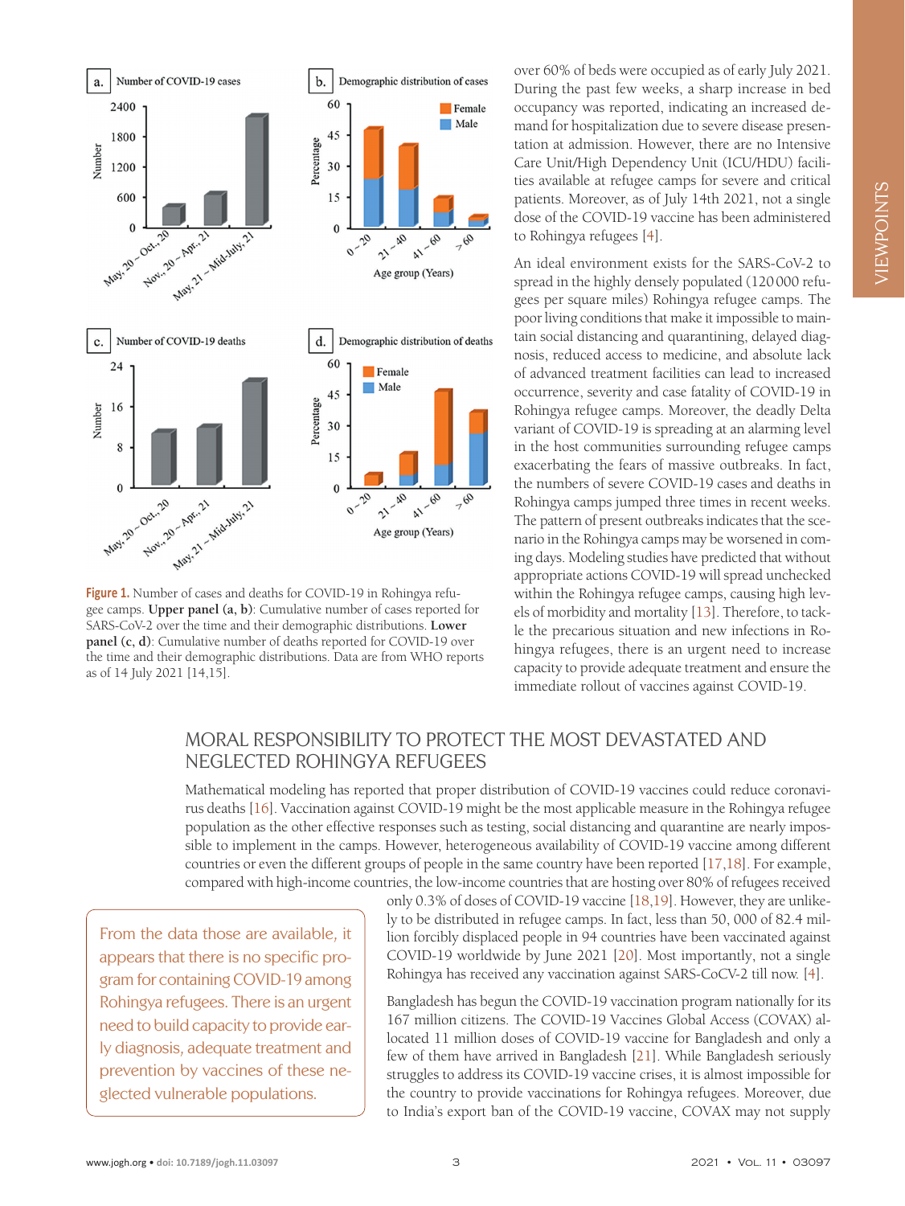**Figure 1.** Number of cases and deaths for COVID-19 in Rohingya refugee camps. **Upper panel (a, b)**: Cumulative number of cases reported for SARS-CoV-2 over the time and their demographic distributions. **Lower panel (c, d)**: Cumulative number of deaths reported for COVID-19 over the time and their demographic distributions. Data are from WHO reports as of 14 July 2021 [14,15].

over 60% of beds were occupied as of early July 2021. During the past few weeks, a sharp increase in bed occupancy was reported, indicating an increased demand for hospitalization due to severe disease presentation at admission. However, there are no Intensive Care Unit/High Dependency Unit (ICU/HDU) facilities available at refugee camps for severe and critical patients. Moreover, as of July 14th 2021, not a single dose of the COVID-19 vaccine has been administered to Rohingya refugees [4].

An ideal environment exists for the SARS-CoV-2 to spread in the highly densely populated (120 000 refugees per square miles) Rohingya refugee camps. The poor living conditions that make it impossible to maintain social distancing and quarantining, delayed diagnosis, reduced access to medicine, and absolute lack of advanced treatment facilities can lead to increased occurrence, severity and case fatality of COVID-19 in Rohingya refugee camps. Moreover, the deadly Delta variant of COVID-19 is spreading at an alarming level in the host communities surrounding refugee camps exacerbating the fears of massive outbreaks. In fact, the numbers of severe COVID-19 cases and deaths in Rohingya camps jumped three times in recent weeks. The pattern of present outbreaks indicates that the scenario in the Rohingya camps may be worsened in coming days. Modeling studies have predicted that without appropriate actions COVID-19 will spread unchecked within the Rohingya refugee camps, causing high levels of morbidity and mortality [13]. Therefore, to tackle the precarious situation and new infections in Rohingya refugees, there is an urgent need to increase capacity to provide adequate treatment and ensure the immediate rollout of vaccines against COVID-19.

## MORAL RESPONSIBILITY TO PROTECT THE MOST DEVASTATED AND NEGLECTED ROHINGYA REFUGEES

Mathematical modeling has reported that proper distribution of COVID-19 vaccines could reduce coronavirus deaths [16]. Vaccination against COVID-19 might be the most applicable measure in the Rohingya refugee population as the other effective responses such as testing, social distancing and quarantine are nearly impossible to implement in the camps. However, heterogeneous availability of COVID-19 vaccine among different countries or even the different groups of people in the same country have been reported [17,18]. For example, compared with high-income countries, the low-income countries that are hosting over 80% of refugees received only 0.3% of doses of COVID-19 vaccine [18,19]. However, they are unlikely to be distributed in refugee camps. In fact, less than 50, 000 of 82.4 million forcibly displaced people in 94 countries have been vaccinated against COVID-19 worldwide by June 2021 [20]. Most importantly, not a single Rohingya has received any vaccination against SARS-CoCV-2 till now. [4].

> From the data those are available, it appears that there is no specific program for containing COVID-19 among Rohingya refugees. There is an urgent need to build capacity to provide early diagnosis, adequate treatment and prevention by vaccines of these neglected vulnerable populations.

Bangladesh has begun the COVID-19 vaccination program nationally for its 167 million citizens. The COVID-19 Vaccines Global Access (COVAX) allocated 11 million doses of COVID-19 vaccine for Bangladesh and only a few of them have arrived in Bangladesh [21]. While Bangladesh seriously struggles to address its COVID-19 vaccine crises, it is almost impossible for the country to provide vaccinations for Rohingya refugees. Moreover, due to India's export ban of the COVID-19 vaccine, COVAX may not supply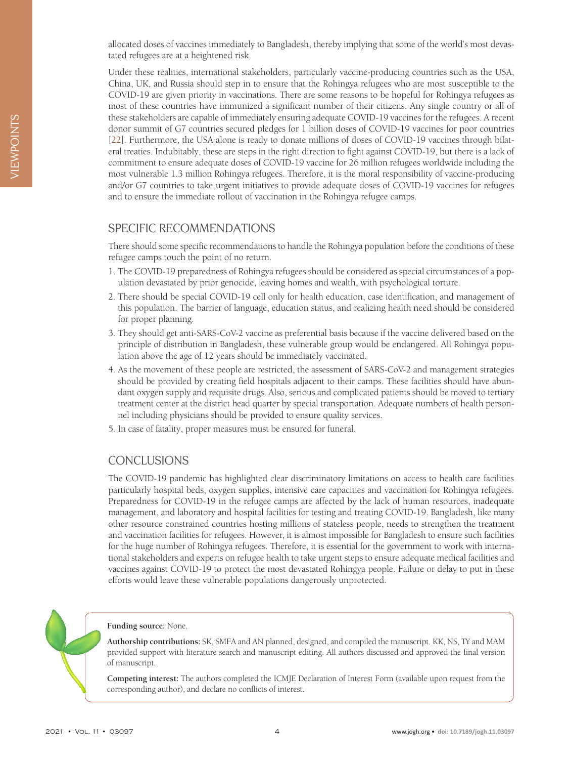allocated doses of vaccines immediately to Bangladesh, thereby implying that some of the world's most devastated refugees are at a heightened risk.

Under these realities, international stakeholders, particularly vaccine-producing countries such as the USA, China, UK, and Russia should step in to ensure that the Rohingya refugees who are most susceptible to the COVID-19 are given priority in vaccinations. There are some reasons to be hopeful for Rohingya refugees as most of these countries have immunized a significant number of their citizens. Any single country or all of these stakeholders are capable of immediately ensuring adequate COVID-19 vaccines for the refugees. A recent donor summit of G7 countries secured pledges for 1 billion doses of COVID-19 vaccines for poor countries [22]. Furthermore, the USA alone is ready to donate millions of doses of COVID-19 vaccines through bilateral treaties. Indubitably, these are steps in the right direction to fight against COVID-19, but there is a lack of commitment to ensure adequate doses of COVID-19 vaccine for 26 million refugees worldwide including the most vulnerable 1.3 million Rohingya refugees. Therefore, it is the moral responsibility of vaccine-producing and/or G7 countries to take urgent initiatives to provide adequate doses of COVID-19 vaccines for refugees and to ensure the immediate rollout of vaccination in the Rohingya refugee camps.

## SPECIFIC RECOMMENDATIONS

There should some specific recommendations to handle the Rohingya population before the conditions of these refugee camps touch the point of no return.

1. The COVID-19 preparedness of Rohingya refugees should be considered as special circumstances of a population devastated by prior genocide, leaving homes and wealth, with psychological torture.
2. There should be special COVID-19 cell only for health education, case identification, and management of this population. The barrier of language, education status, and realizing health need should be considered for proper planning.
3. They should get anti-SARS-CoV-2 vaccine as preferential basis because if the vaccine delivered based on the principle of distribution in Bangladesh, these vulnerable group would be endangered. All Rohingya population above the age of 12 years should be immediately vaccinated.
4. As the movement of these people are restricted, the assessment of SARS-CoV-2 and management strategies should be provided by creating field hospitals adjacent to their camps. These facilities should have abundant oxygen supply and requisite drugs. Also, serious and complicated patients should be moved to tertiary treatment center at the district head quarter by special transportation. Adequate numbers of health personnel including physicians should be provided to ensure quality services.
5. In case of fatality, proper measures must be ensured for funeral.

## CONCLUSIONS

The COVID-19 pandemic has highlighted clear discriminatory limitations on access to health care facilities particularly hospital beds, oxygen supplies, intensive care capacities and vaccination for Rohingya refugees. Preparedness for COVID-19 in the refugee camps are affected by the lack of human resources, inadequate management, and laboratory and hospital facilities for testing and treating COVID-19. Bangladesh, like many other resource constrained countries hosting millions of stateless people, needs to strengthen the treatment and vaccination facilities for refugees. However, it is almost impossible for Bangladesh to ensure such facilities for the huge number of Rohingya refugees. Therefore, it is essential for the government to work with international stakeholders and experts on refugee health to take urgent steps to ensure adequate medical facilities and vaccines against COVID-19 to protect the most devastated Rohingya people. Failure or delay to put in these efforts would leave these vulnerable populations dangerously unprotected.

**Funding source:** None.

**Authorship contributions:** SK, SMFA and AN planned, designed, and compiled the manuscript. KK, NS, TY and MAM provided support with literature search and manuscript editing. All authors discussed and approved the final version of manuscript.

**Competing interest:** The authors completed the ICMJE Declaration of Interest Form (available upon request from the corresponding author), and declare no conflicts of interest.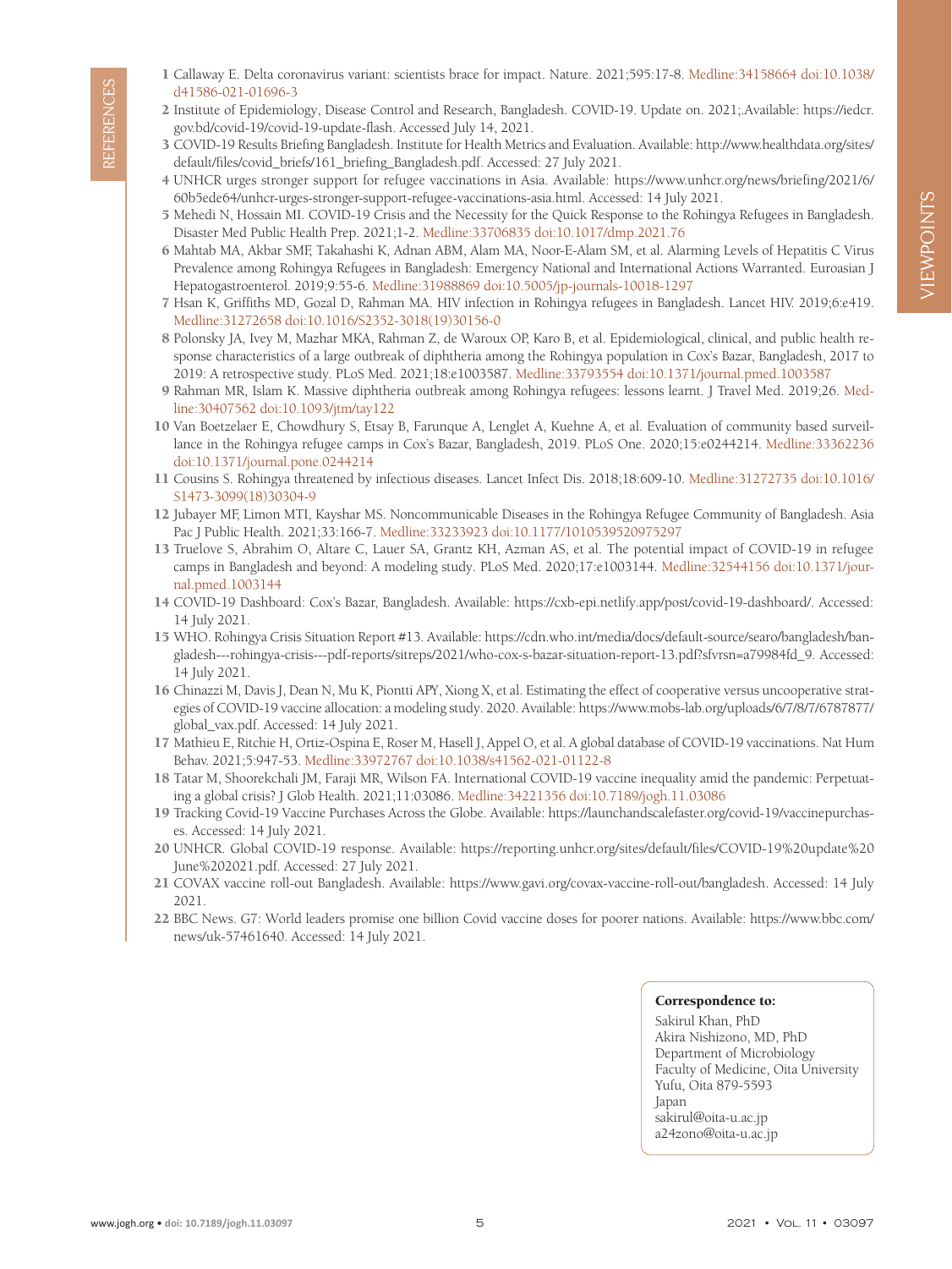## REFERENCES

1. Callaway E. Delta coronavirus variant: scientists brace for impact. Nature. 2021;595:17-8. Medline:34158664 doi:10.1038/d41586-021-01696-3
2. Institute of Epidemiology, Disease Control and Research, Bangladesh. COVID-19. Update on. 2021;.Available: https://iedcr.gov.bd/covid-19/covid-19-update-flash. Accessed July 14, 2021.
3. COVID-19 Results Briefing Bangladesh. Institute for Health Metrics and Evaluation. Available: http://www.healthdata.org/sites/default/files/covid_briefs/161_briefing_Bangladesh.pdf. Accessed: 27 July 2021.
4. UNHCR urges stronger support for refugee vaccinations in Asia. Available: https://www.unhcr.org/news/briefing/2021/6/60b5ede64/unhcr-urges-stronger-support-refugee-vaccinations-asia.html. Accessed: 14 July 2021.
5. Mehedi N, Hossain MI. COVID-19 Crisis and the Necessity for the Quick Response to the Rohingya Refugees in Bangladesh. Disaster Med Public Health Prep. 2021;1-2. Medline:33706835 doi:10.1017/dmp.2021.76
6. Mahtab MA, Akbar SMF, Takahashi K, Adnan ABM, Alam MA, Noor-E-Alam SM, et al. Alarming Levels of Hepatitis C Virus Prevalence among Rohingya Refugees in Bangladesh: Emergency National and International Actions Warranted. Euroasian J Hepatogastroenterol. 2019;9:55-6. Medline:31988869 doi:10.5005/jp-journals-10018-1297
7. Hsan K, Griffiths MD, Gozal D, Rahman MA. HIV infection in Rohingya refugees in Bangladesh. Lancet HIV. 2019;6:e419. Medline:31272658 doi:10.1016/S2352-3018(19)30156-0
8. Polonsky JA, Ivey M, Mazhar MKA, Rahman Z, de Waroux OP, Karo B, et al. Epidemiological, clinical, and public health response characteristics of a large outbreak of diphtheria among the Rohingya population in Cox's Bazar, Bangladesh, 2017 to 2019: A retrospective study. PLoS Med. 2021;18:e1003587. Medline:33793554 doi:10.1371/journal.pmed.1003587
9. Rahman MR, Islam K. Massive diphtheria outbreak among Rohingya refugees: lessons learnt. J Travel Med. 2019;26. Medline:30407562 doi:10.1093/jtm/tay122
10. Van Boetzelaer E, Chowdhury S, Etsay B, Farunque A, Lenglet A, Kuehne A, et al. Evaluation of community based surveillance in the Rohingya refugee camps in Cox's Bazar, Bangladesh, 2019. PLoS One. 2020;15:e0244214. Medline:33362236 doi:10.1371/journal.pone.0244214
11. Cousins S. Rohingya threatened by infectious diseases. Lancet Infect Dis. 2018;18:609-10. Medline:31272735 doi:10.1016/S1473-3099(18)30304-9
12. Jubayer MF, Limon MTI, Kayshar MS. Noncommunicable Diseases in the Rohingya Refugee Community of Bangladesh. Asia Pac J Public Health. 2021;33:166-7. Medline:33233923 doi:10.1177/1010539520975297
13. Truelove S, Abrahim O, Altare C, Lauer SA, Grantz KH, Azman AS, et al. The potential impact of COVID-19 in refugee camps in Bangladesh and beyond: A modeling study. PLoS Med. 2020;17:e1003144. Medline:32544156 doi:10.1371/journal.pmed.1003144
14. COVID-19 Dashboard: Cox's Bazar, Bangladesh. Available: https://cxb-epi.netlify.app/post/covid-19-dashboard/. Accessed: 14 July 2021.
15. WHO. Rohingya Crisis Situation Report #13. Available: https://cdn.who.int/media/docs/default-source/searo/bangladesh/bangladesh---rohingya-crisis---pdf-reports/sitreps/2021/who-cox-s-bazar-situation-report-13.pdf?sfvrsn=a79984fd_9. Accessed: 14 July 2021.
16. Chinazzi M, Davis J, Dean N, Mu K, Piontti APY, Xiong X, et al. Estimating the effect of cooperative versus uncooperative strategies of COVID-19 vaccine allocation: a modeling study. 2020. Available: https://www.mobs-lab.org/uploads/6/7/8/7/6787877/global_vax.pdf. Accessed: 14 July 2021.
17. Mathieu E, Ritchie H, Ortiz-Ospina E, Roser M, Hasell J, Appel O, et al. A global database of COVID-19 vaccinations. Nat Hum Behav. 2021;5:947-53. Medline:33972767 doi:10.1038/s41562-021-01122-8
18. Tatar M, Shoorekchali JM, Faraji MR, Wilson FA. International COVID-19 vaccine inequality amid the pandemic: Perpetuating a global crisis? J Glob Health. 2021;11:03086. Medline:34221356 doi:10.7189/jogh.11.03086
19. Tracking Covid-19 Vaccine Purchases Across the Globe. Available: https://launchandscalefaster.org/covid-19/vaccinepurchases. Accessed: 14 July 2021.
20. UNHCR. Global COVID-19 response. Available: https://reporting.unhcr.org/sites/default/files/COVID-19%20update%20June%202021.pdf. Accessed: 27 July 2021.
21. COVAX vaccine roll-out Bangladesh. Available: https://www.gavi.org/covax-vaccine-roll-out/bangladesh. Accessed: 14 July 2021.
22. BBC News. G7: World leaders promise one billion Covid vaccine doses for poorer nations. Available: https://www.bbc.com/news/uk-57461640. Accessed: 14 July 2021.

**Correspondence to:**

Sakirul Khan, PhD
Akira Nishizono, MD, PhD
Department of Microbiology
Faculty of Medicine, Oita University
Yufu, Oita 879-5593
Japan
sakirul@oita-u.ac.jp
a24zono@oita-u.ac.jp